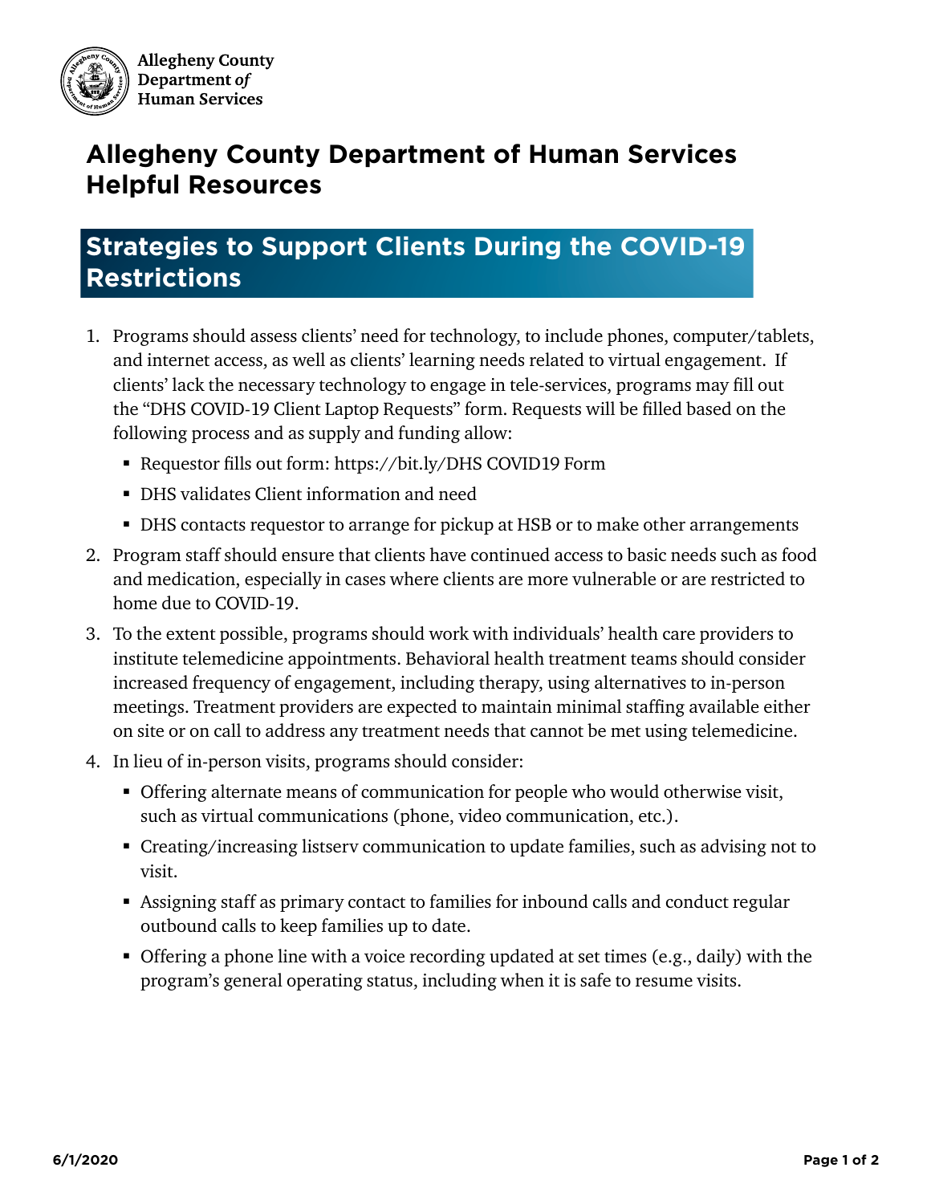Allegheny County Department *of* Human Services

# Allegheny County Department of Human Services Helpful Resources

## Strategies to Support Clients During the COVID-19 Restrictions

1. Programs should assess clients' need for technology, to include phones, computer/tablets, and internet access, as well as clients' learning needs related to virtual engagement. If clients' lack the necessary technology to engage in tele-services, programs may fill out the "DHS COVID-19 Client Laptop Requests" form. Requests will be filled based on the following process and as supply and funding allow:
   - Requestor fills out form: https://bit.ly/DHS COVID19 Form
   - DHS validates Client information and need
   - DHS contacts requestor to arrange for pickup at HSB or to make other arrangements
2. Program staff should ensure that clients have continued access to basic needs such as food and medication, especially in cases where clients are more vulnerable or are restricted to home due to COVID-19.
3. To the extent possible, programs should work with individuals' health care providers to institute telemedicine appointments. Behavioral health treatment teams should consider increased frequency of engagement, including therapy, using alternatives to in-person meetings. Treatment providers are expected to maintain minimal staffing available either on site or on call to address any treatment needs that cannot be met using telemedicine.
4. In lieu of in-person visits, programs should consider:
   - Offering alternate means of communication for people who would otherwise visit, such as virtual communications (phone, video communication, etc.).
   - Creating/increasing listserv communication to update families, such as advising not to visit.
   - Assigning staff as primary contact to families for inbound calls and conduct regular outbound calls to keep families up to date.
   - Offering a phone line with a voice recording updated at set times (e.g., daily) with the program's general operating status, including when it is safe to resume visits.

6/1/2020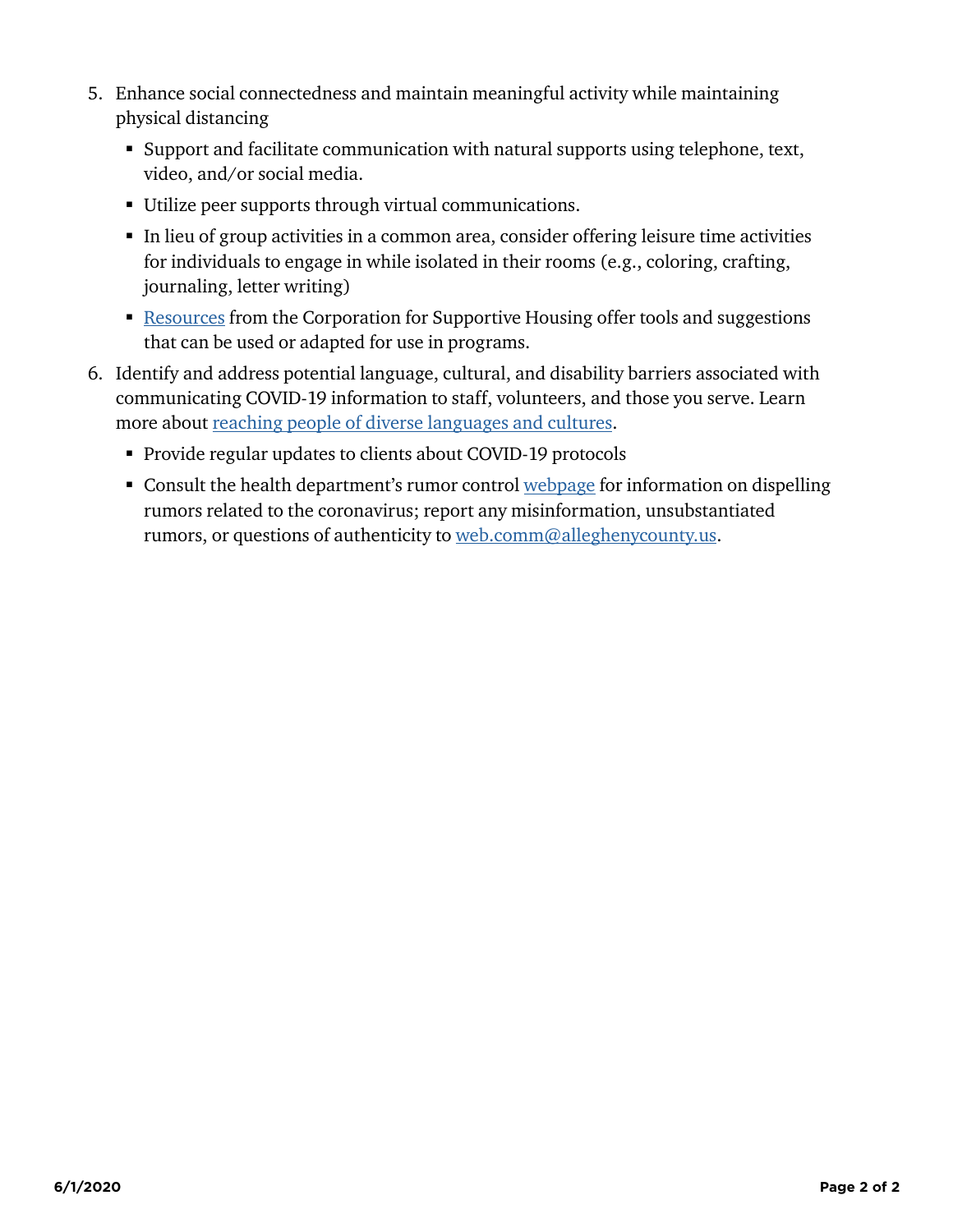5. Enhance social connectedness and maintain meaningful activity while maintaining physical distancing
   - Support and facilitate communication with natural supports using telephone, text, video, and/or social media.
   - Utilize peer supports through virtual communications.
   - In lieu of group activities in a common area, consider offering leisure time activities for individuals to engage in while isolated in their rooms (e.g., coloring, crafting, journaling, letter writing)
   - Resources from the Corporation for Supportive Housing offer tools and suggestions that can be used or adapted for use in programs.
6. Identify and address potential language, cultural, and disability barriers associated with communicating COVID-19 information to staff, volunteers, and those you serve. Learn more about reaching people of diverse languages and cultures.
   - Provide regular updates to clients about COVID-19 protocols
   - Consult the health department's rumor control webpage for information on dispelling rumors related to the coronavirus; report any misinformation, unsubstantiated rumors, or questions of authenticity to web.comm@alleghenycounty.us.

6/1/2020